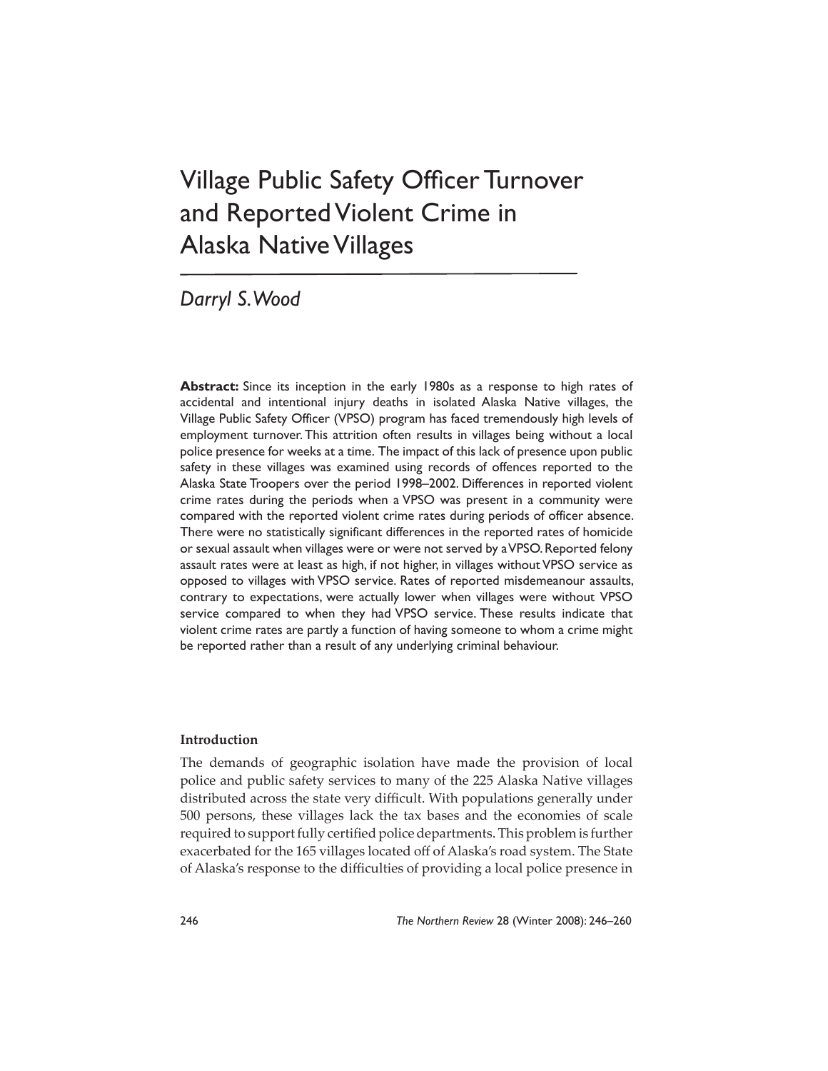# Village Public Safety Officer Turnover and Reported Violent Crime in Alaska Native Villages

*Darryl S. Wood*

**Abstract:** Since its inception in the early 1980s as a response to high rates of accidental and intentional injury deaths in isolated Alaska Native villages, the Village Public Safety Officer (VPSO) program has faced tremendously high levels of employment turnover. This attrition often results in villages being without a local police presence for weeks at a time. The impact of this lack of presence upon public safety in these villages was examined using records of offences reported to the Alaska State Troopers over the period 1998–2002. Differences in reported violent crime rates during the periods when a VPSO was present in a community were compared with the reported violent crime rates during periods of officer absence. There were no statistically significant differences in the reported rates of homicide or sexual assault when villages were or were not served by a VPSO. Reported felony assault rates were at least as high, if not higher, in villages without VPSO service as opposed to villages with VPSO service. Rates of reported misdemeanour assaults, contrary to expectations, were actually lower when villages were without VPSO service compared to when they had VPSO service. These results indicate that violent crime rates are partly a function of having someone to whom a crime might be reported rather than a result of any underlying criminal behaviour.

### Introduction

The demands of geographic isolation have made the provision of local police and public safety services to many of the 225 Alaska Native villages distributed across the state very difficult. With populations generally under 500 persons, these villages lack the tax bases and the economies of scale required to support fully certified police departments. This problem is further exacerbated for the 165 villages located off of Alaska's road system. The State of Alaska's response to the difficulties of providing a local police presence in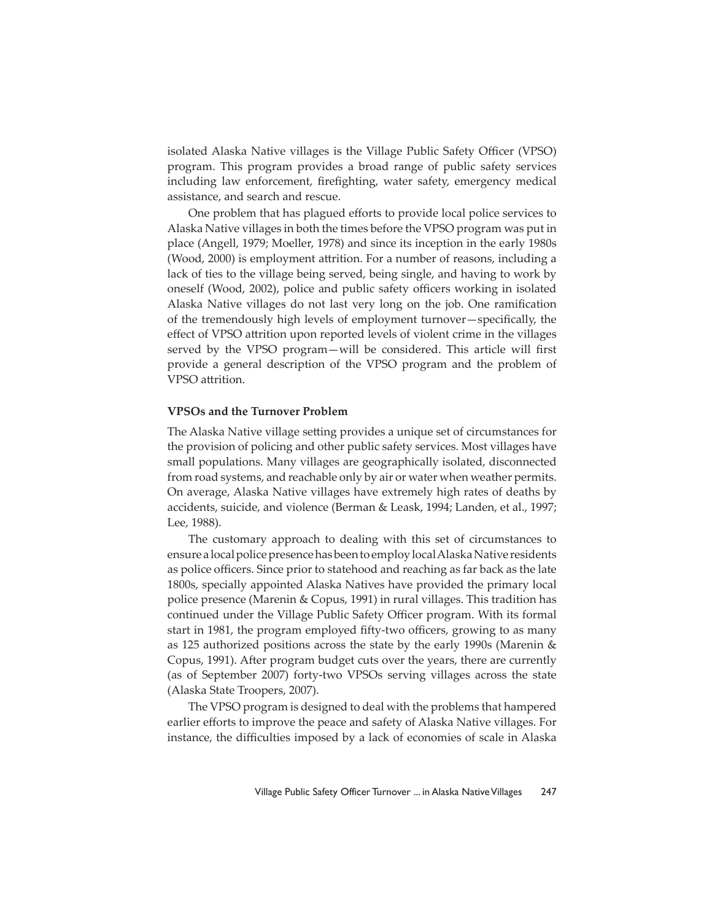isolated Alaska Native villages is the Village Public Safety Officer (VPSO) program. This program provides a broad range of public safety services including law enforcement, firefighting, water safety, emergency medical assistance, and search and rescue.

One problem that has plagued efforts to provide local police services to Alaska Native villages in both the times before the VPSO program was put in place (Angell, 1979; Moeller, 1978) and since its inception in the early 1980s (Wood, 2000) is employment attrition. For a number of reasons, including a lack of ties to the village being served, being single, and having to work by oneself (Wood, 2002), police and public safety officers working in isolated Alaska Native villages do not last very long on the job. One ramification of the tremendously high levels of employment turnover—specifically, the effect of VPSO attrition upon reported levels of violent crime in the villages served by the VPSO program—will be considered. This article will first provide a general description of the VPSO program and the problem of VPSO attrition.

### VPSOs and the Turnover Problem

The Alaska Native village setting provides a unique set of circumstances for the provision of policing and other public safety services. Most villages have small populations. Many villages are geographically isolated, disconnected from road systems, and reachable only by air or water when weather permits. On average, Alaska Native villages have extremely high rates of deaths by accidents, suicide, and violence (Berman & Leask, 1994; Landen, et al., 1997; Lee, 1988).

The customary approach to dealing with this set of circumstances to ensure a local police presence has been to employ local Alaska Native residents as police officers. Since prior to statehood and reaching as far back as the late 1800s, specially appointed Alaska Natives have provided the primary local police presence (Marenin & Copus, 1991) in rural villages. This tradition has continued under the Village Public Safety Officer program. With its formal start in 1981, the program employed fifty-two officers, growing to as many as 125 authorized positions across the state by the early 1990s (Marenin & Copus, 1991). After program budget cuts over the years, there are currently (as of September 2007) forty-two VPSOs serving villages across the state (Alaska State Troopers, 2007).

The VPSO program is designed to deal with the problems that hampered earlier efforts to improve the peace and safety of Alaska Native villages. For instance, the difficulties imposed by a lack of economies of scale in Alaska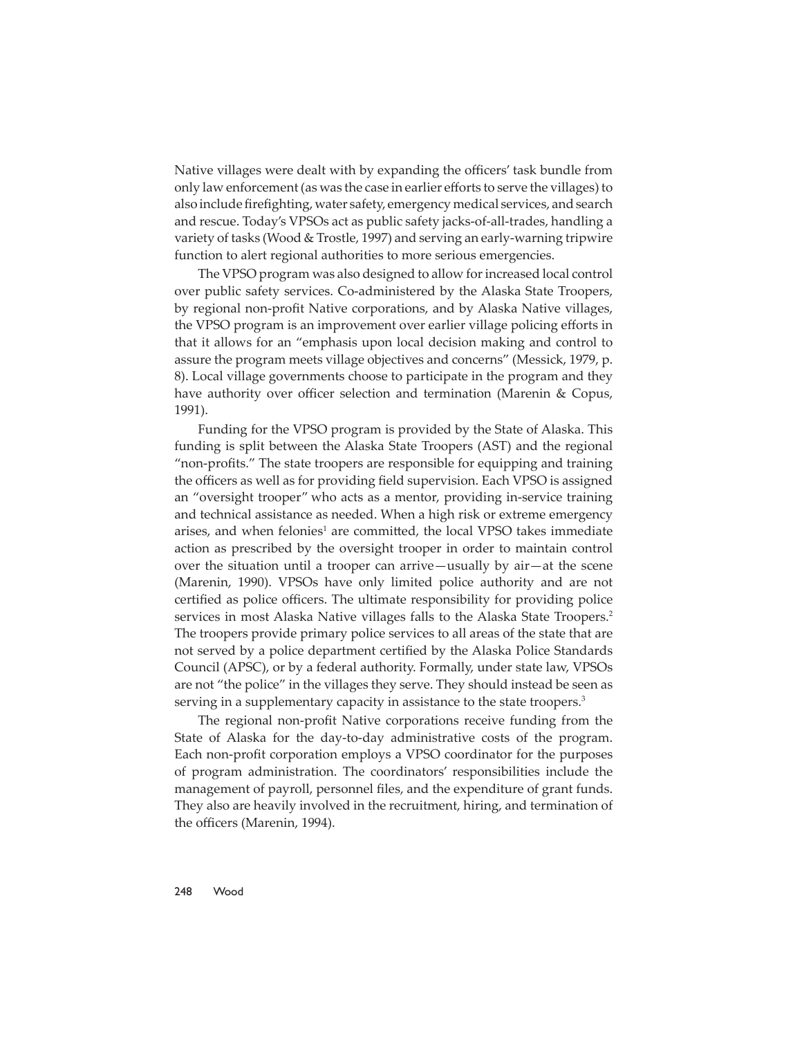Native villages were dealt with by expanding the officers' task bundle from only law enforcement (as was the case in earlier efforts to serve the villages) to also include firefighting, water safety, emergency medical services, and search and rescue. Today's VPSOs act as public safety jacks-of-all-trades, handling a variety of tasks (Wood & Trostle, 1997) and serving an early-warning tripwire function to alert regional authorities to more serious emergencies.

The VPSO program was also designed to allow for increased local control over public safety services. Co-administered by the Alaska State Troopers, by regional non-profit Native corporations, and by Alaska Native villages, the VPSO program is an improvement over earlier village policing efforts in that it allows for an "emphasis upon local decision making and control to assure the program meets village objectives and concerns" (Messick, 1979, p. 8). Local village governments choose to participate in the program and they have authority over officer selection and termination (Marenin & Copus, 1991).

Funding for the VPSO program is provided by the State of Alaska. This funding is split between the Alaska State Troopers (AST) and the regional "non-profits." The state troopers are responsible for equipping and training the officers as well as for providing field supervision. Each VPSO is assigned an "oversight trooper" who acts as a mentor, providing in-service training and technical assistance as needed. When a high risk or extreme emergency arises, and when felonies[1] are committed, the local VPSO takes immediate action as prescribed by the oversight trooper in order to maintain control over the situation until a trooper can arrive—usually by air—at the scene (Marenin, 1990). VPSOs have only limited police authority and are not certified as police officers. The ultimate responsibility for providing police services in most Alaska Native villages falls to the Alaska State Troopers.[2] The troopers provide primary police services to all areas of the state that are not served by a police department certified by the Alaska Police Standards Council (APSC), or by a federal authority. Formally, under state law, VPSOs are not "the police" in the villages they serve. They should instead be seen as serving in a supplementary capacity in assistance to the state troopers.[3]

The regional non-profit Native corporations receive funding from the State of Alaska for the day-to-day administrative costs of the program. Each non-profit corporation employs a VPSO coordinator for the purposes of program administration. The coordinators' responsibilities include the management of payroll, personnel files, and the expenditure of grant funds. They also are heavily involved in the recruitment, hiring, and termination of the officers (Marenin, 1994).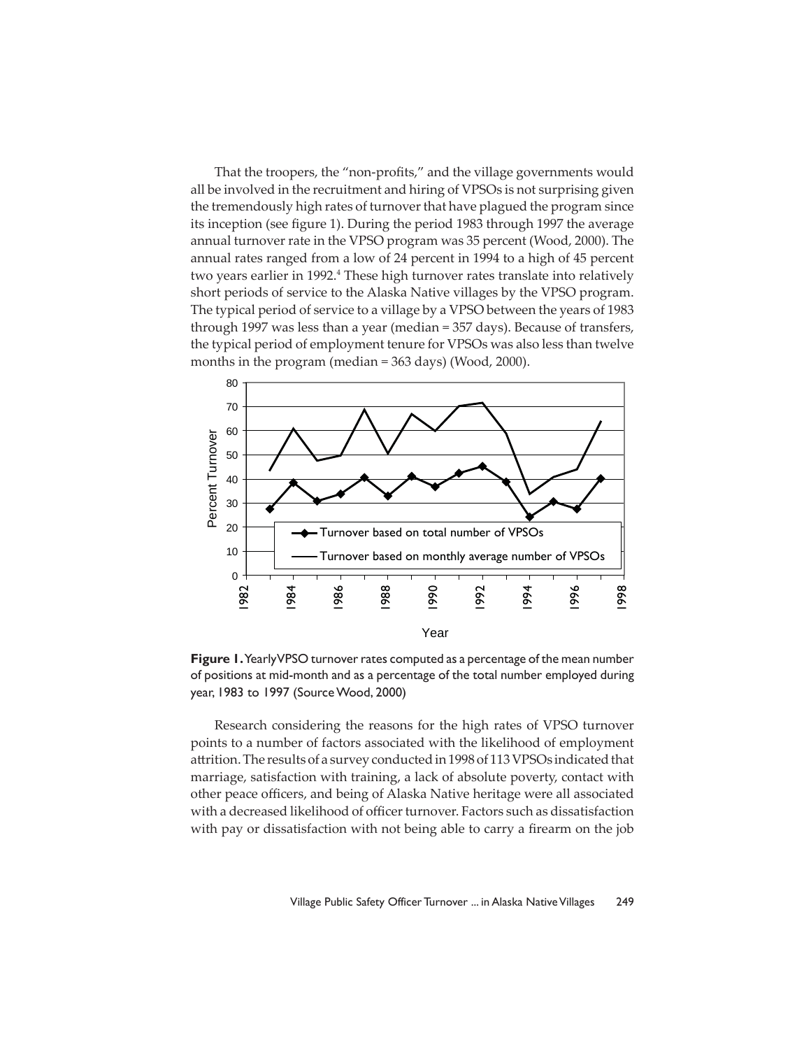That the troopers, the "non-profits," and the village governments would all be involved in the recruitment and hiring of VPSOs is not surprising given the tremendously high rates of turnover that have plagued the program since its inception (see figure 1). During the period 1983 through 1997 the average annual turnover rate in the VPSO program was 35 percent (Wood, 2000). The annual rates ranged from a low of 24 percent in 1994 to a high of 45 percent two years earlier in 1992.[4] These high turnover rates translate into relatively short periods of service to the Alaska Native villages by the VPSO program. The typical period of service to a village by a VPSO between the years of 1983 through 1997 was less than a year (median = 357 days). Because of transfers, the typical period of employment tenure for VPSOs was also less than twelve months in the program (median = 363 days) (Wood, 2000).

**Figure 1.** Yearly VPSO turnover rates computed as a percentage of the mean number of positions at mid-month and as a percentage of the total number employed during year, 1983 to 1997 (Source Wood, 2000)

Research considering the reasons for the high rates of VPSO turnover points to a number of factors associated with the likelihood of employment attrition. The results of a survey conducted in 1998 of 113 VPSOs indicated that marriage, satisfaction with training, a lack of absolute poverty, contact with other peace officers, and being of Alaska Native heritage were all associated with a decreased likelihood of officer turnover. Factors such as dissatisfaction with pay or dissatisfaction with not being able to carry a firearm on the job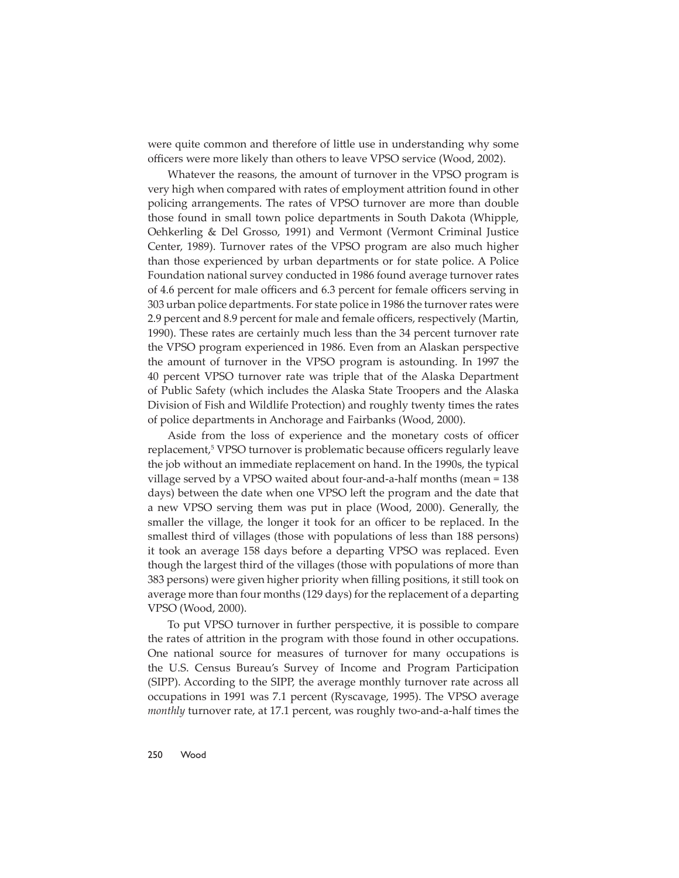were quite common and therefore of little use in understanding why some officers were more likely than others to leave VPSO service (Wood, 2002).

Whatever the reasons, the amount of turnover in the VPSO program is very high when compared with rates of employment attrition found in other policing arrangements. The rates of VPSO turnover are more than double those found in small town police departments in South Dakota (Whipple, Oehkerling & Del Grosso, 1991) and Vermont (Vermont Criminal Justice Center, 1989). Turnover rates of the VPSO program are also much higher than those experienced by urban departments or for state police. A Police Foundation national survey conducted in 1986 found average turnover rates of 4.6 percent for male officers and 6.3 percent for female officers serving in 303 urban police departments. For state police in 1986 the turnover rates were 2.9 percent and 8.9 percent for male and female officers, respectively (Martin, 1990). These rates are certainly much less than the 34 percent turnover rate the VPSO program experienced in 1986. Even from an Alaskan perspective the amount of turnover in the VPSO program is astounding. In 1997 the 40 percent VPSO turnover rate was triple that of the Alaska Department of Public Safety (which includes the Alaska State Troopers and the Alaska Division of Fish and Wildlife Protection) and roughly twenty times the rates of police departments in Anchorage and Fairbanks (Wood, 2000).

Aside from the loss of experience and the monetary costs of officer replacement,[5] VPSO turnover is problematic because officers regularly leave the job without an immediate replacement on hand. In the 1990s, the typical village served by a VPSO waited about four-and-a-half months (mean = 138 days) between the date when one VPSO left the program and the date that a new VPSO serving them was put in place (Wood, 2000). Generally, the smaller the village, the longer it took for an officer to be replaced. In the smallest third of villages (those with populations of less than 188 persons) it took an average 158 days before a departing VPSO was replaced. Even though the largest third of the villages (those with populations of more than 383 persons) were given higher priority when filling positions, it still took on average more than four months (129 days) for the replacement of a departing VPSO (Wood, 2000).

To put VPSO turnover in further perspective, it is possible to compare the rates of attrition in the program with those found in other occupations. One national source for measures of turnover for many occupations is the U.S. Census Bureau's Survey of Income and Program Participation (SIPP). According to the SIPP, the average monthly turnover rate across all occupations in 1991 was 7.1 percent (Ryscavage, 1995). The VPSO average *monthly* turnover rate, at 17.1 percent, was roughly two-and-a-half times the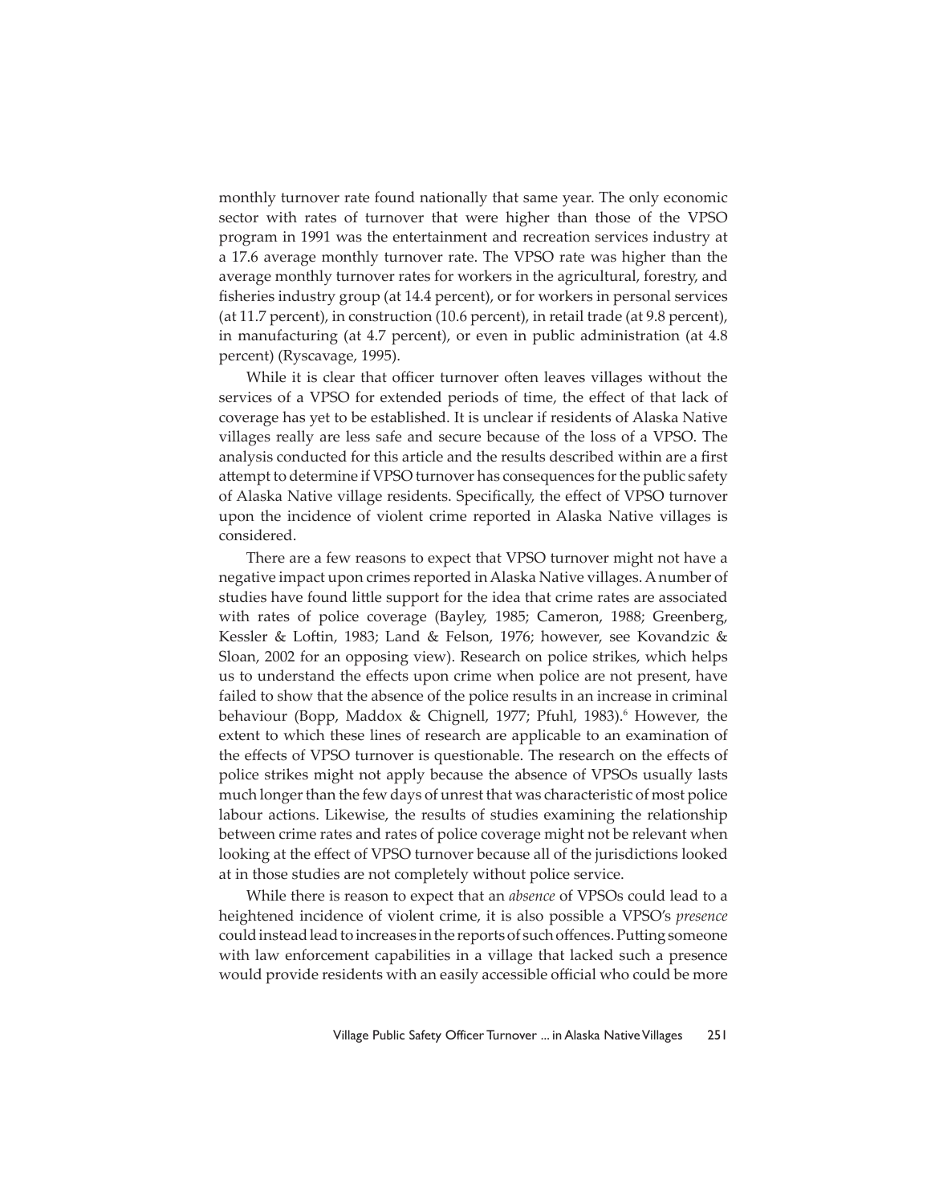monthly turnover rate found nationally that same year. The only economic sector with rates of turnover that were higher than those of the VPSO program in 1991 was the entertainment and recreation services industry at a 17.6 average monthly turnover rate. The VPSO rate was higher than the average monthly turnover rates for workers in the agricultural, forestry, and fisheries industry group (at 14.4 percent), or for workers in personal services (at 11.7 percent), in construction (10.6 percent), in retail trade (at 9.8 percent), in manufacturing (at 4.7 percent), or even in public administration (at 4.8 percent) (Ryscavage, 1995).

While it is clear that officer turnover often leaves villages without the services of a VPSO for extended periods of time, the effect of that lack of coverage has yet to be established. It is unclear if residents of Alaska Native villages really are less safe and secure because of the loss of a VPSO. The analysis conducted for this article and the results described within are a first attempt to determine if VPSO turnover has consequences for the public safety of Alaska Native village residents. Specifically, the effect of VPSO turnover upon the incidence of violent crime reported in Alaska Native villages is considered.

There are a few reasons to expect that VPSO turnover might not have a negative impact upon crimes reported in Alaska Native villages. A number of studies have found little support for the idea that crime rates are associated with rates of police coverage (Bayley, 1985; Cameron, 1988; Greenberg, Kessler & Loftin, 1983; Land & Felson, 1976; however, see Kovandzic & Sloan, 2002 for an opposing view). Research on police strikes, which helps us to understand the effects upon crime when police are not present, have failed to show that the absence of the police results in an increase in criminal behaviour (Bopp, Maddox & Chignell, 1977; Pfuhl, 1983).[6] However, the extent to which these lines of research are applicable to an examination of the effects of VPSO turnover is questionable. The research on the effects of police strikes might not apply because the absence of VPSOs usually lasts much longer than the few days of unrest that was characteristic of most police labour actions. Likewise, the results of studies examining the relationship between crime rates and rates of police coverage might not be relevant when looking at the effect of VPSO turnover because all of the jurisdictions looked at in those studies are not completely without police service.

While there is reason to expect that an *absence* of VPSOs could lead to a heightened incidence of violent crime, it is also possible a VPSO's *presence* could instead lead to increases in the reports of such offences. Putting someone with law enforcement capabilities in a village that lacked such a presence would provide residents with an easily accessible official who could be more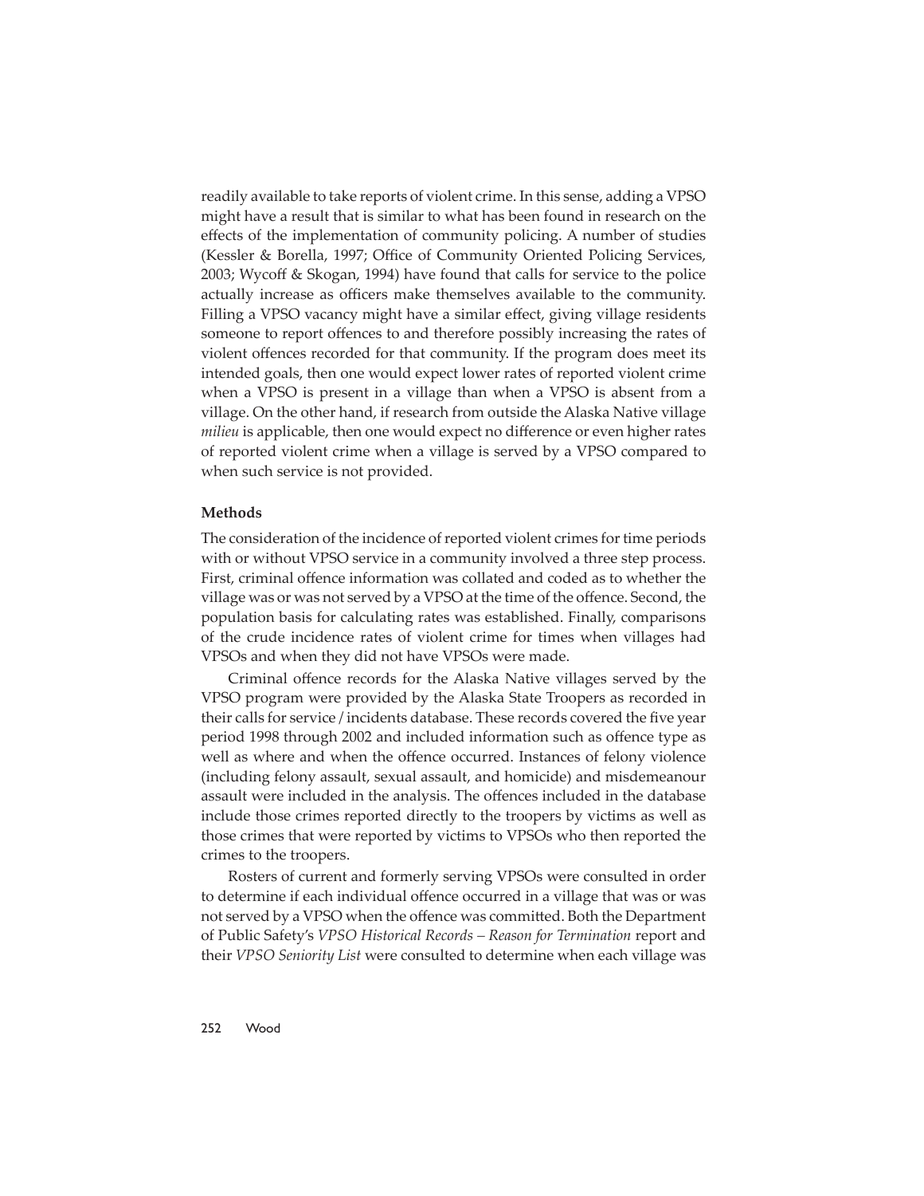readily available to take reports of violent crime. In this sense, adding a VPSO might have a result that is similar to what has been found in research on the effects of the implementation of community policing. A number of studies (Kessler & Borella, 1997; Office of Community Oriented Policing Services, 2003; Wycoff & Skogan, 1994) have found that calls for service to the police actually increase as officers make themselves available to the community. Filling a VPSO vacancy might have a similar effect, giving village residents someone to report offences to and therefore possibly increasing the rates of violent offences recorded for that community. If the program does meet its intended goals, then one would expect lower rates of reported violent crime when a VPSO is present in a village than when a VPSO is absent from a village. On the other hand, if research from outside the Alaska Native village *milieu* is applicable, then one would expect no difference or even higher rates of reported violent crime when a village is served by a VPSO compared to when such service is not provided.

### Methods

The consideration of the incidence of reported violent crimes for time periods with or without VPSO service in a community involved a three step process. First, criminal offence information was collated and coded as to whether the village was or was not served by a VPSO at the time of the offence. Second, the population basis for calculating rates was established. Finally, comparisons of the crude incidence rates of violent crime for times when villages had VPSOs and when they did not have VPSOs were made.

Criminal offence records for the Alaska Native villages served by the VPSO program were provided by the Alaska State Troopers as recorded in their calls for service / incidents database. These records covered the five year period 1998 through 2002 and included information such as offence type as well as where and when the offence occurred. Instances of felony violence (including felony assault, sexual assault, and homicide) and misdemeanour assault were included in the analysis. The offences included in the database include those crimes reported directly to the troopers by victims as well as those crimes that were reported by victims to VPSOs who then reported the crimes to the troopers.

Rosters of current and formerly serving VPSOs were consulted in order to determine if each individual offence occurred in a village that was or was not served by a VPSO when the offence was committed. Both the Department of Public Safety's *VPSO Historical Records – Reason for Termination* report and their *VPSO Seniority List* were consulted to determine when each village was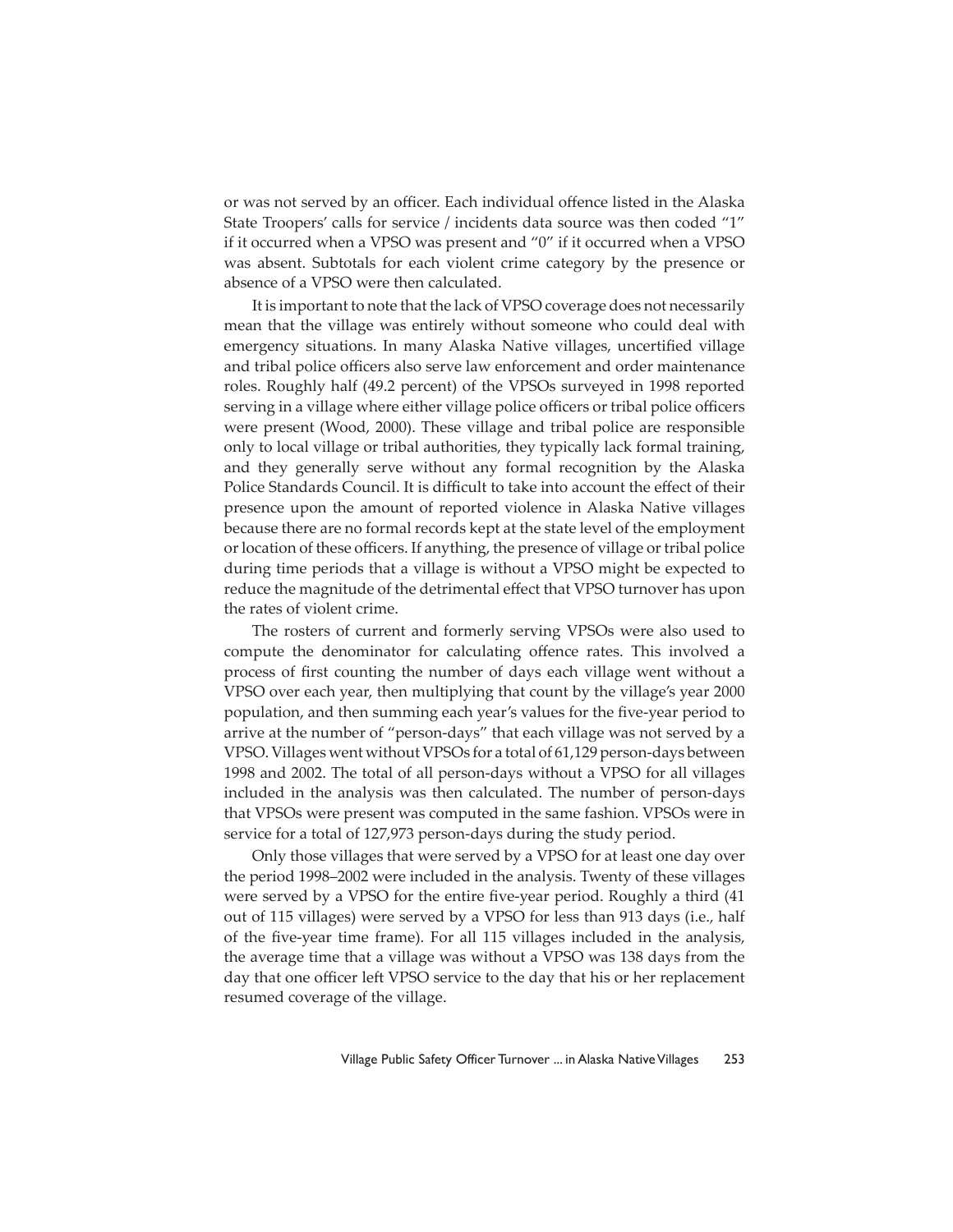or was not served by an officer. Each individual offence listed in the Alaska State Troopers' calls for service / incidents data source was then coded "1" if it occurred when a VPSO was present and "0" if it occurred when a VPSO was absent. Subtotals for each violent crime category by the presence or absence of a VPSO were then calculated.

It is important to note that the lack of VPSO coverage does not necessarily mean that the village was entirely without someone who could deal with emergency situations. In many Alaska Native villages, uncertified village and tribal police officers also serve law enforcement and order maintenance roles. Roughly half (49.2 percent) of the VPSOs surveyed in 1998 reported serving in a village where either village police officers or tribal police officers were present (Wood, 2000). These village and tribal police are responsible only to local village or tribal authorities, they typically lack formal training, and they generally serve without any formal recognition by the Alaska Police Standards Council. It is difficult to take into account the effect of their presence upon the amount of reported violence in Alaska Native villages because there are no formal records kept at the state level of the employment or location of these officers. If anything, the presence of village or tribal police during time periods that a village is without a VPSO might be expected to reduce the magnitude of the detrimental effect that VPSO turnover has upon the rates of violent crime.

The rosters of current and formerly serving VPSOs were also used to compute the denominator for calculating offence rates. This involved a process of first counting the number of days each village went without a VPSO over each year, then multiplying that count by the village's year 2000 population, and then summing each year's values for the five-year period to arrive at the number of "person-days" that each village was not served by a VPSO. Villages went without VPSOs for a total of 61,129 person-days between 1998 and 2002. The total of all person-days without a VPSO for all villages included in the analysis was then calculated. The number of person-days that VPSOs were present was computed in the same fashion. VPSOs were in service for a total of 127,973 person-days during the study period.

Only those villages that were served by a VPSO for at least one day over the period 1998–2002 were included in the analysis. Twenty of these villages were served by a VPSO for the entire five-year period. Roughly a third (41 out of 115 villages) were served by a VPSO for less than 913 days (i.e., half of the five-year time frame). For all 115 villages included in the analysis, the average time that a village was without a VPSO was 138 days from the day that one officer left VPSO service to the day that his or her replacement resumed coverage of the village.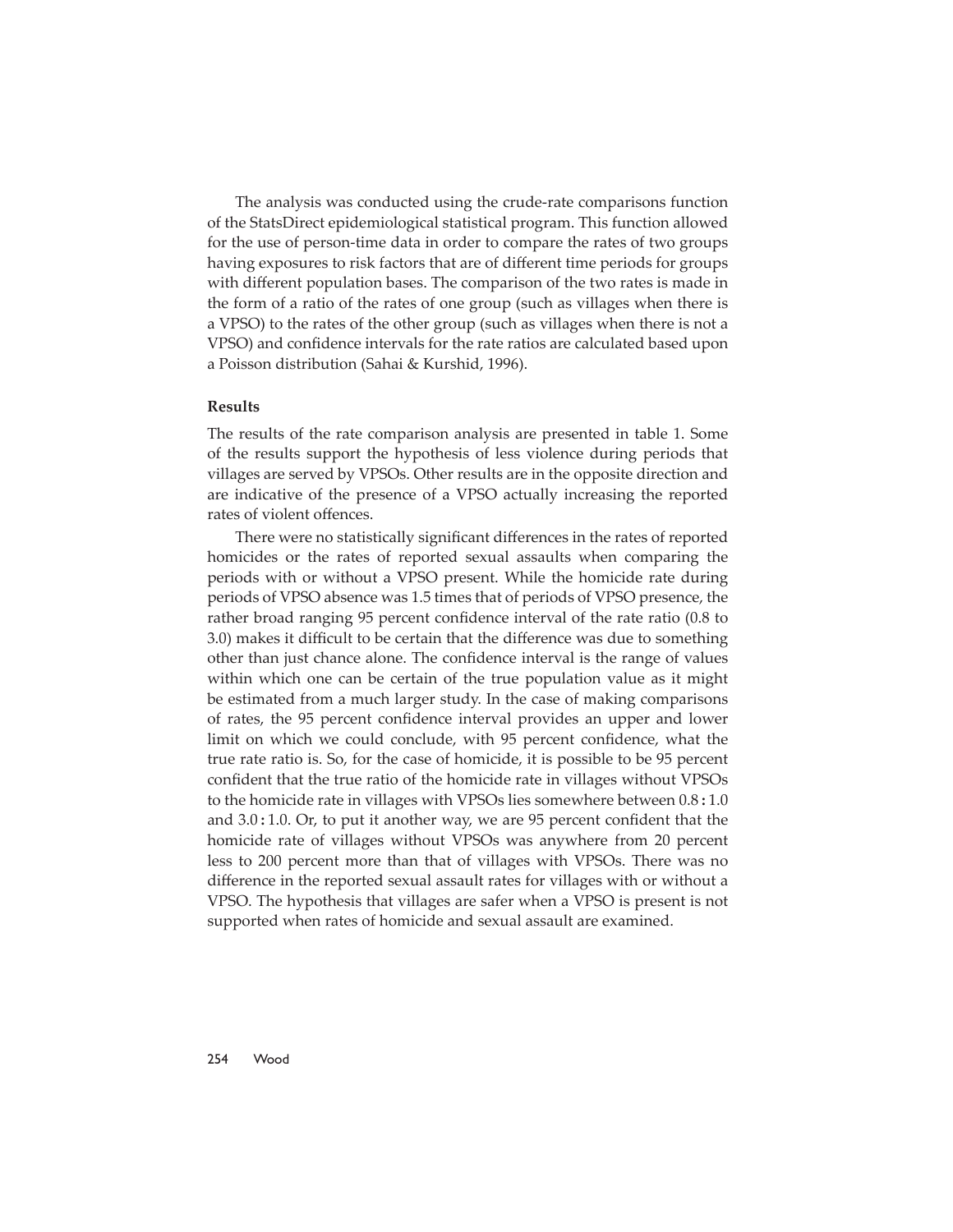The analysis was conducted using the crude-rate comparisons function of the StatsDirect epidemiological statistical program. This function allowed for the use of person-time data in order to compare the rates of two groups having exposures to risk factors that are of different time periods for groups with different population bases. The comparison of the two rates is made in the form of a ratio of the rates of one group (such as villages when there is a VPSO) to the rates of the other group (such as villages when there is not a VPSO) and confidence intervals for the rate ratios are calculated based upon a Poisson distribution (Sahai & Kurshid, 1996).

### Results

The results of the rate comparison analysis are presented in table 1. Some of the results support the hypothesis of less violence during periods that villages are served by VPSOs. Other results are in the opposite direction and are indicative of the presence of a VPSO actually increasing the reported rates of violent offences.

There were no statistically significant differences in the rates of reported homicides or the rates of reported sexual assaults when comparing the periods with or without a VPSO present. While the homicide rate during periods of VPSO absence was 1.5 times that of periods of VPSO presence, the rather broad ranging 95 percent confidence interval of the rate ratio (0.8 to 3.0) makes it difficult to be certain that the difference was due to something other than just chance alone. The confidence interval is the range of values within which one can be certain of the true population value as it might be estimated from a much larger study. In the case of making comparisons of rates, the 95 percent confidence interval provides an upper and lower limit on which we could conclude, with 95 percent confidence, what the true rate ratio is. So, for the case of homicide, it is possible to be 95 percent confident that the true ratio of the homicide rate in villages without VPSOs to the homicide rate in villages with VPSOs lies somewhere between 0.8 : 1.0 and 3.0 : 1.0. Or, to put it another way, we are 95 percent confident that the homicide rate of villages without VPSOs was anywhere from 20 percent less to 200 percent more than that of villages with VPSOs. There was no difference in the reported sexual assault rates for villages with or without a VPSO. The hypothesis that villages are safer when a VPSO is present is not supported when rates of homicide and sexual assault are examined.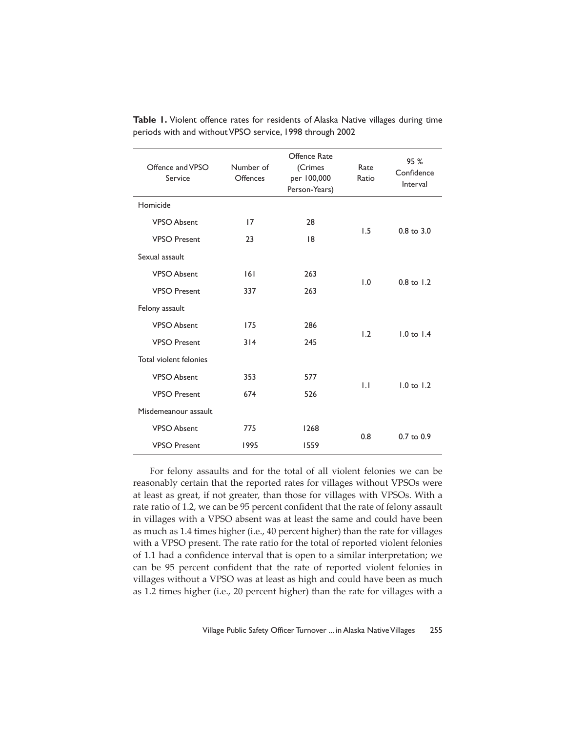**Table 1.** Violent offence rates for residents of Alaska Native villages during time periods with and without VPSO service, 1998 through 2002

| Offence and VPSO Service | Number of Offences | Offence Rate (Crimes per 100,000 Person-Years) | Rate Ratio | 95 % Confidence Interval |
|---|---|---|---|---|
| Homicide | | | | |
| VPSO Absent | 17 | 28 | 1.5 | 0.8 to 3.0 |
| VPSO Present | 23 | 18 | | |
| Sexual assault | | | | |
| VPSO Absent | 161 | 263 | 1.0 | 0.8 to 1.2 |
| VPSO Present | 337 | 263 | | |
| Felony assault | | | | |
| VPSO Absent | 175 | 286 | 1.2 | 1.0 to 1.4 |
| VPSO Present | 314 | 245 | | |
| Total violent felonies | | | | |
| VPSO Absent | 353 | 577 | 1.1 | 1.0 to 1.2 |
| VPSO Present | 674 | 526 | | |
| Misdemeanour assault | | | | |
| VPSO Absent | 775 | 1268 | 0.8 | 0.7 to 0.9 |
| VPSO Present | 1995 | 1559 | | |

For felony assaults and for the total of all violent felonies we can be reasonably certain that the reported rates for villages without VPSOs were at least as great, if not greater, than those for villages with VPSOs. With a rate ratio of 1.2, we can be 95 percent confident that the rate of felony assault in villages with a VPSO absent was at least the same and could have been as much as 1.4 times higher (i.e., 40 percent higher) than the rate for villages with a VPSO present. The rate ratio for the total of reported violent felonies of 1.1 had a confidence interval that is open to a similar interpretation; we can be 95 percent confident that the rate of reported violent felonies in villages without a VPSO was at least as high and could have been as much as 1.2 times higher (i.e., 20 percent higher) than the rate for villages with a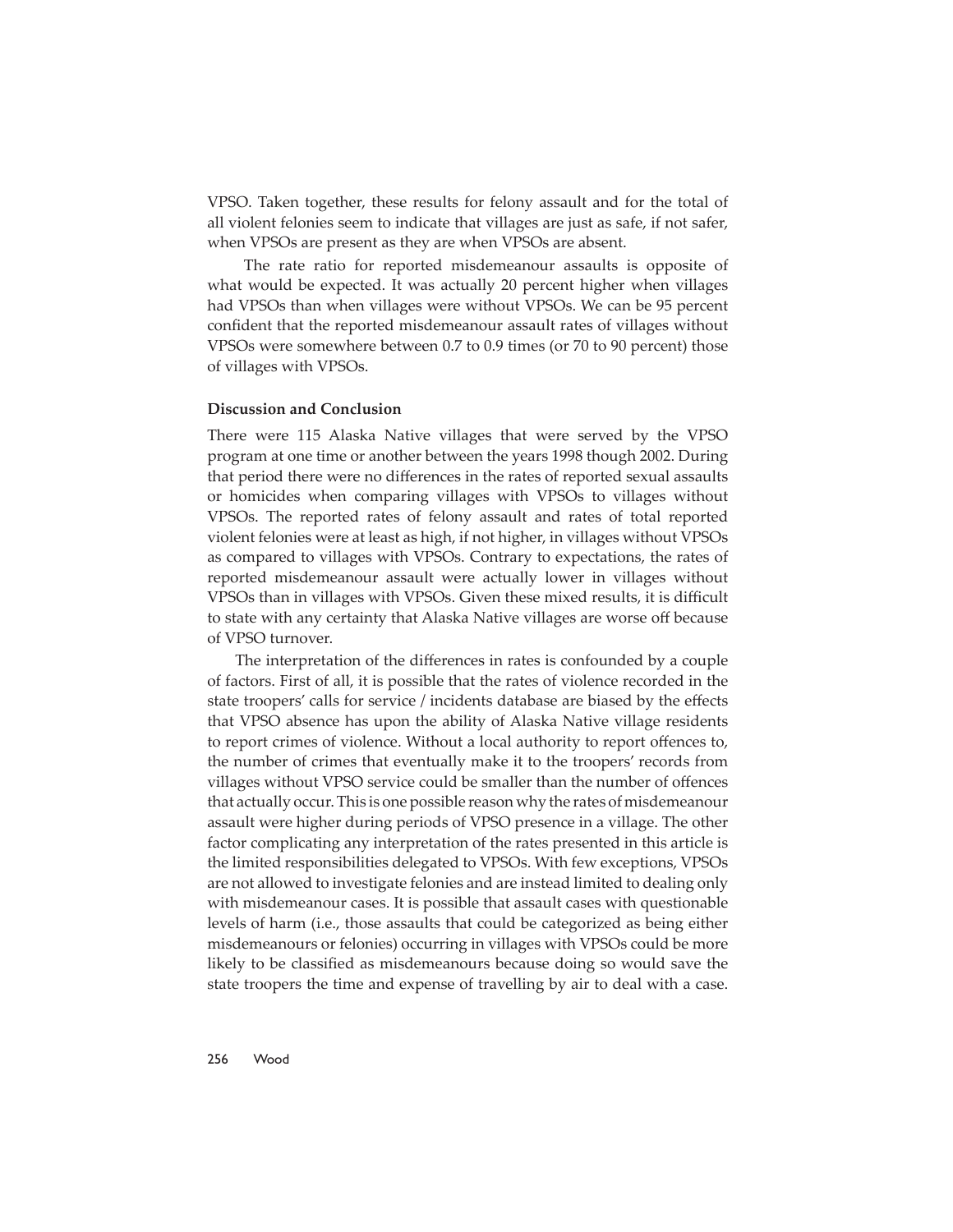VPSO. Taken together, these results for felony assault and for the total of all violent felonies seem to indicate that villages are just as safe, if not safer, when VPSOs are present as they are when VPSOs are absent.

The rate ratio for reported misdemeanour assaults is opposite of what would be expected. It was actually 20 percent higher when villages had VPSOs than when villages were without VPSOs. We can be 95 percent confident that the reported misdemeanour assault rates of villages without VPSOs were somewhere between 0.7 to 0.9 times (or 70 to 90 percent) those of villages with VPSOs.

**Discussion and Conclusion**

There were 115 Alaska Native villages that were served by the VPSO program at one time or another between the years 1998 though 2002. During that period there were no differences in the rates of reported sexual assaults or homicides when comparing villages with VPSOs to villages without VPSOs. The reported rates of felony assault and rates of total reported violent felonies were at least as high, if not higher, in villages without VPSOs as compared to villages with VPSOs. Contrary to expectations, the rates of reported misdemeanour assault were actually lower in villages without VPSOs than in villages with VPSOs. Given these mixed results, it is difficult to state with any certainty that Alaska Native villages are worse off because of VPSO turnover.

The interpretation of the differences in rates is confounded by a couple of factors. First of all, it is possible that the rates of violence recorded in the state troopers' calls for service / incidents database are biased by the effects that VPSO absence has upon the ability of Alaska Native village residents to report crimes of violence. Without a local authority to report offences to, the number of crimes that eventually make it to the troopers' records from villages without VPSO service could be smaller than the number of offences that actually occur. This is one possible reason why the rates of misdemeanour assault were higher during periods of VPSO presence in a village. The other factor complicating any interpretation of the rates presented in this article is the limited responsibilities delegated to VPSOs. With few exceptions, VPSOs are not allowed to investigate felonies and are instead limited to dealing only with misdemeanour cases. It is possible that assault cases with questionable levels of harm (i.e., those assaults that could be categorized as being either misdemeanours or felonies) occurring in villages with VPSOs could be more likely to be classified as misdemeanours because doing so would save the state troopers the time and expense of travelling by air to deal with a case.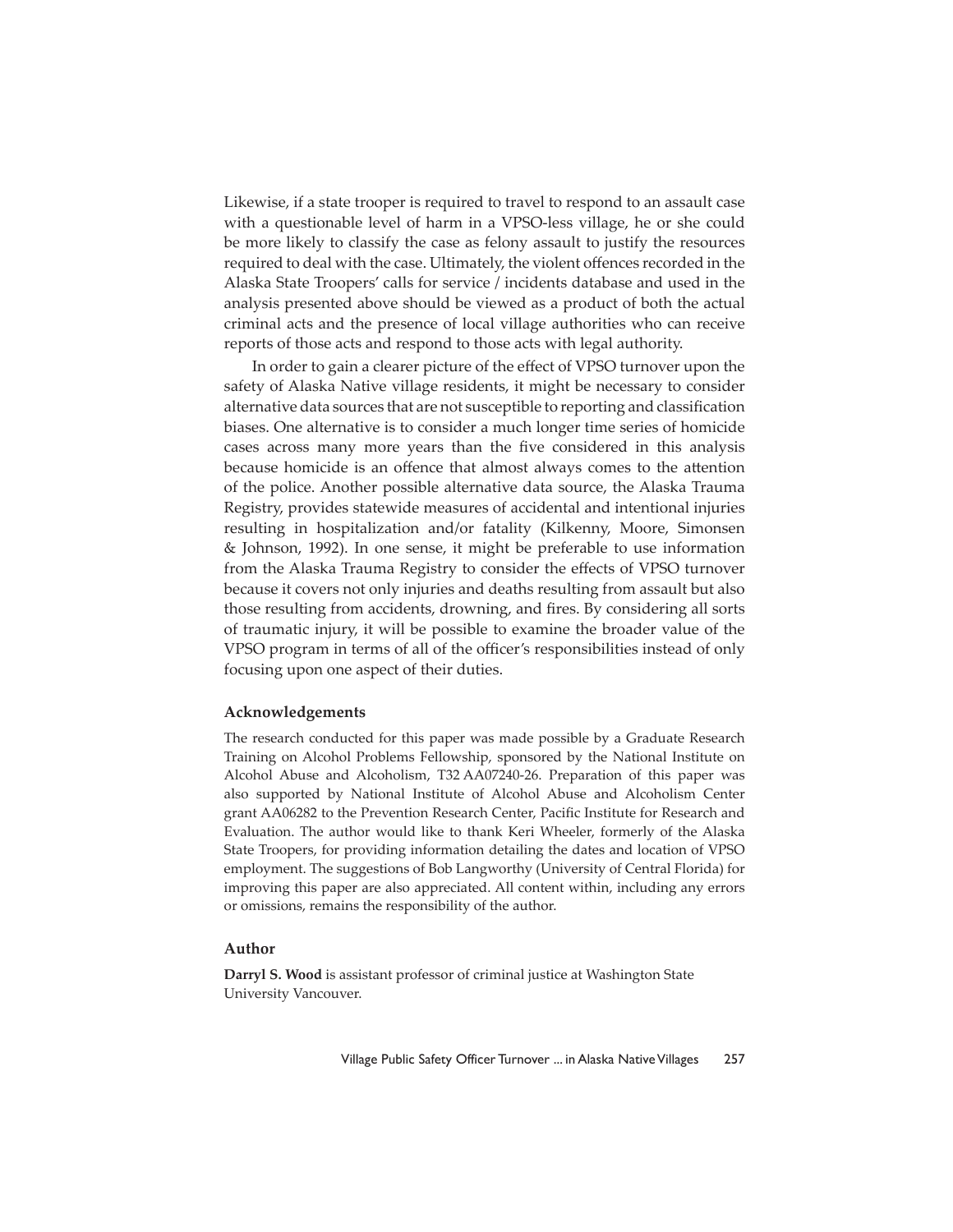Likewise, if a state trooper is required to travel to respond to an assault case with a questionable level of harm in a VPSO-less village, he or she could be more likely to classify the case as felony assault to justify the resources required to deal with the case. Ultimately, the violent offences recorded in the Alaska State Troopers' calls for service / incidents database and used in the analysis presented above should be viewed as a product of both the actual criminal acts and the presence of local village authorities who can receive reports of those acts and respond to those acts with legal authority.

In order to gain a clearer picture of the effect of VPSO turnover upon the safety of Alaska Native village residents, it might be necessary to consider alternative data sources that are not susceptible to reporting and classification biases. One alternative is to consider a much longer time series of homicide cases across many more years than the five considered in this analysis because homicide is an offence that almost always comes to the attention of the police. Another possible alternative data source, the Alaska Trauma Registry, provides statewide measures of accidental and intentional injuries resulting in hospitalization and/or fatality (Kilkenny, Moore, Simonsen & Johnson, 1992). In one sense, it might be preferable to use information from the Alaska Trauma Registry to consider the effects of VPSO turnover because it covers not only injuries and deaths resulting from assault but also those resulting from accidents, drowning, and fires. By considering all sorts of traumatic injury, it will be possible to examine the broader value of the VPSO program in terms of all of the officer's responsibilities instead of only focusing upon one aspect of their duties.

### Acknowledgements

The research conducted for this paper was made possible by a Graduate Research Training on Alcohol Problems Fellowship, sponsored by the National Institute on Alcohol Abuse and Alcoholism, T32 AA07240-26. Preparation of this paper was also supported by National Institute of Alcohol Abuse and Alcoholism Center grant AA06282 to the Prevention Research Center, Pacific Institute for Research and Evaluation. The author would like to thank Keri Wheeler, formerly of the Alaska State Troopers, for providing information detailing the dates and location of VPSO employment. The suggestions of Bob Langworthy (University of Central Florida) for improving this paper are also appreciated. All content within, including any errors or omissions, remains the responsibility of the author.

### Author

**Darryl S. Wood** is assistant professor of criminal justice at Washington State University Vancouver.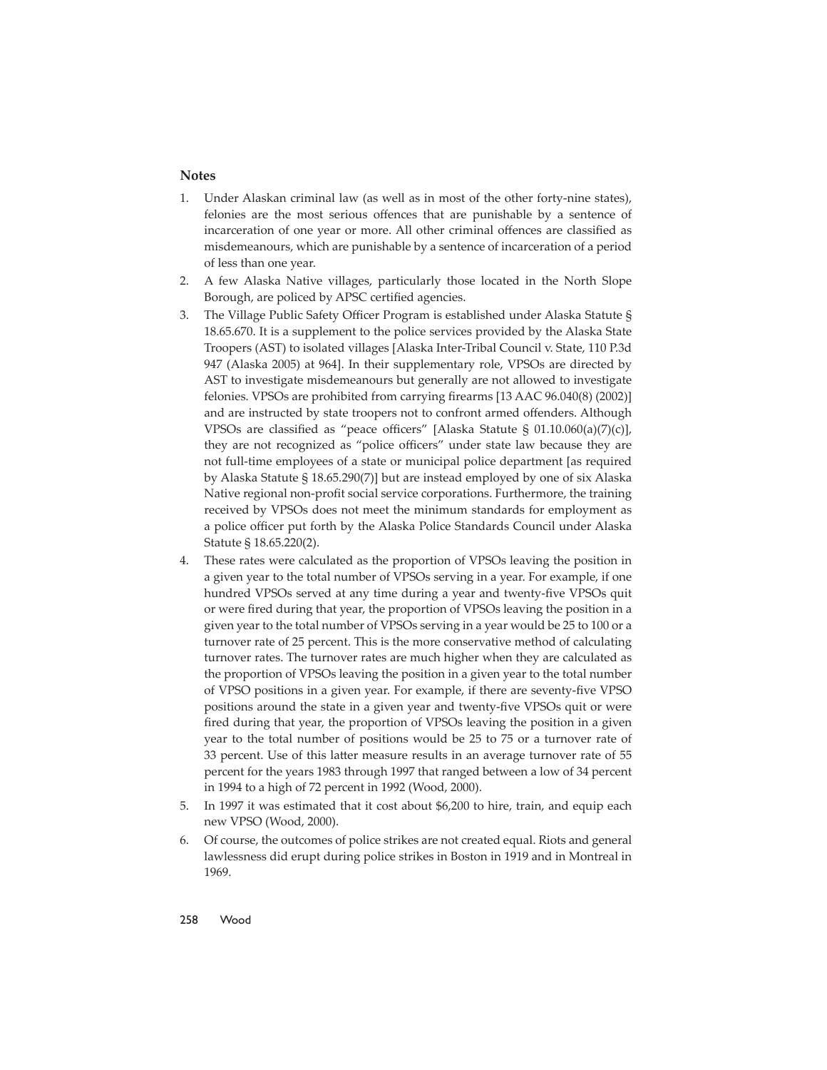## Notes

1. Under Alaskan criminal law (as well as in most of the other forty-nine states), felonies are the most serious offences that are punishable by a sentence of incarceration of one year or more. All other criminal offences are classified as misdemeanours, which are punishable by a sentence of incarceration of a period of less than one year.
2. A few Alaska Native villages, particularly those located in the North Slope Borough, are policed by APSC certified agencies.
3. The Village Public Safety Officer Program is established under Alaska Statute § 18.65.670. It is a supplement to the police services provided by the Alaska State Troopers (AST) to isolated villages [Alaska Inter-Tribal Council v. State, 110 P.3d 947 (Alaska 2005) at 964]. In their supplementary role, VPSOs are directed by AST to investigate misdemeanours but generally are not allowed to investigate felonies. VPSOs are prohibited from carrying firearms [13 AAC 96.040(8) (2002)] and are instructed by state troopers not to confront armed offenders. Although VPSOs are classified as "peace officers" [Alaska Statute § 01.10.060(a)(7)(c)], they are not recognized as "police officers" under state law because they are not full-time employees of a state or municipal police department [as required by Alaska Statute § 18.65.290(7)] but are instead employed by one of six Alaska Native regional non-profit social service corporations. Furthermore, the training received by VPSOs does not meet the minimum standards for employment as a police officer put forth by the Alaska Police Standards Council under Alaska Statute § 18.65.220(2).
4. These rates were calculated as the proportion of VPSOs leaving the position in a given year to the total number of VPSOs serving in a year. For example, if one hundred VPSOs served at any time during a year and twenty-five VPSOs quit or were fired during that year, the proportion of VPSOs leaving the position in a given year to the total number of VPSOs serving in a year would be 25 to 100 or a turnover rate of 25 percent. This is the more conservative method of calculating turnover rates. The turnover rates are much higher when they are calculated as the proportion of VPSOs leaving the position in a given year to the total number of VPSO positions in a given year. For example, if there are seventy-five VPSO positions around the state in a given year and twenty-five VPSOs quit or were fired during that year, the proportion of VPSOs leaving the position in a given year to the total number of positions would be 25 to 75 or a turnover rate of 33 percent. Use of this latter measure results in an average turnover rate of 55 percent for the years 1983 through 1997 that ranged between a low of 34 percent in 1994 to a high of 72 percent in 1992 (Wood, 2000).
5. In 1997 it was estimated that it cost about $6,200 to hire, train, and equip each new VPSO (Wood, 2000).
6. Of course, the outcomes of police strikes are not created equal. Riots and general lawlessness did erupt during police strikes in Boston in 1919 and in Montreal in 1969.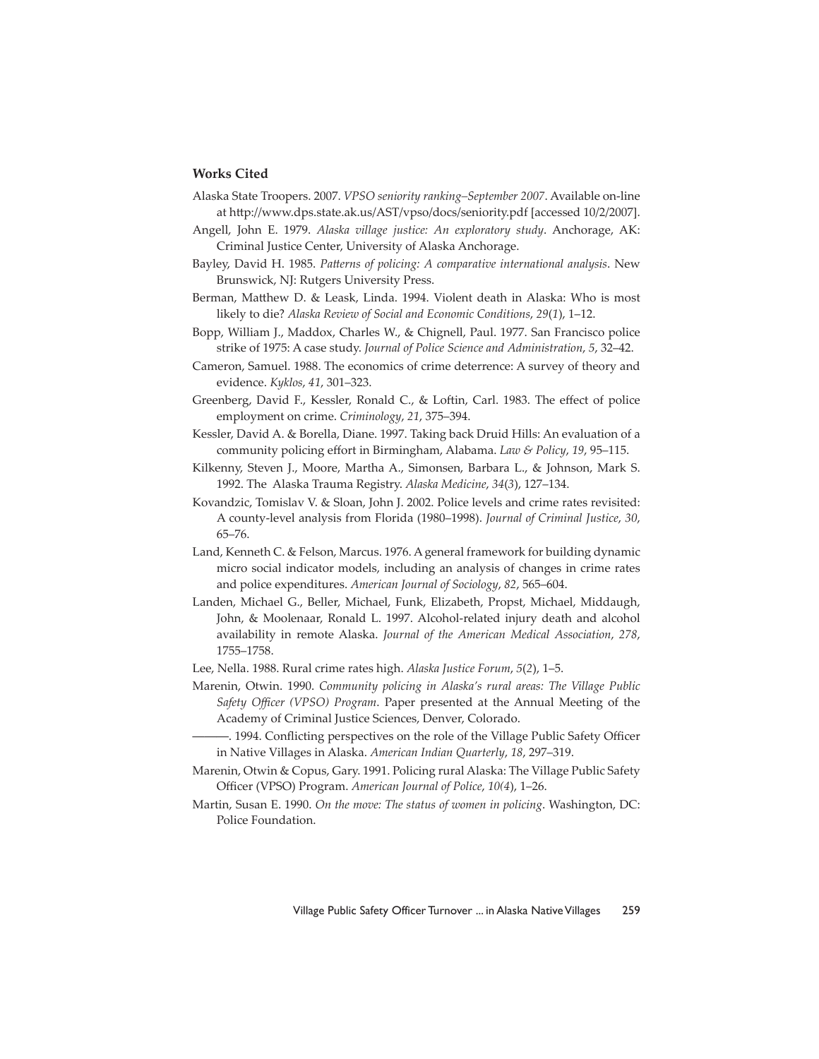### Works Cited

Alaska State Troopers. 2007. *VPSO seniority ranking–September 2007*. Available on-line at http://www.dps.state.ak.us/AST/vpso/docs/seniority.pdf [accessed 10/2/2007].

Angell, John E. 1979. *Alaska village justice: An exploratory study*. Anchorage, AK: Criminal Justice Center, University of Alaska Anchorage.

Bayley, David H. 1985. *Patterns of policing: A comparative international analysis*. New Brunswick, NJ: Rutgers University Press.

Berman, Matthew D. & Leask, Linda. 1994. Violent death in Alaska: Who is most likely to die? *Alaska Review of Social and Economic Conditions*, *29*(*1*), 1–12.

Bopp, William J., Maddox, Charles W., & Chignell, Paul. 1977. San Francisco police strike of 1975: A case study. *Journal of Police Science and Administration*, *5*, 32–42.

Cameron, Samuel. 1988. The economics of crime deterrence: A survey of theory and evidence. *Kyklos*, *41*, 301–323.

Greenberg, David F., Kessler, Ronald C., & Loftin, Carl. 1983. The effect of police employment on crime. *Criminology*, *21*, 375–394.

Kessler, David A. & Borella, Diane. 1997. Taking back Druid Hills: An evaluation of a community policing effort in Birmingham, Alabama. *Law & Policy*, *19*, 95–115.

Kilkenny, Steven J., Moore, Martha A., Simonsen, Barbara L., & Johnson, Mark S. 1992. The Alaska Trauma Registry. *Alaska Medicine*, *34*(*3*), 127–134.

Kovandzic, Tomislav V. & Sloan, John J. 2002. Police levels and crime rates revisited: A county-level analysis from Florida (1980–1998). *Journal of Criminal Justice*, *30*, 65–76.

Land, Kenneth C. & Felson, Marcus. 1976. A general framework for building dynamic micro social indicator models, including an analysis of changes in crime rates and police expenditures. *American Journal of Sociology*, *82*, 565–604.

Landen, Michael G., Beller, Michael, Funk, Elizabeth, Propst, Michael, Middaugh, John, & Moolenaar, Ronald L. 1997. Alcohol-related injury death and alcohol availability in remote Alaska. *Journal of the American Medical Association*, *278*, 1755–1758.

Lee, Nella. 1988. Rural crime rates high. *Alaska Justice Forum*, *5*(*2*), 1–5.

Marenin, Otwin. 1990. *Community policing in Alaska's rural areas: The Village Public Safety Officer (VPSO) Program*. Paper presented at the Annual Meeting of the Academy of Criminal Justice Sciences, Denver, Colorado.

———. 1994. Conflicting perspectives on the role of the Village Public Safety Officer in Native Villages in Alaska. *American Indian Quarterly*, *18*, 297–319.

Marenin, Otwin & Copus, Gary. 1991. Policing rural Alaska: The Village Public Safety Officer (VPSO) Program. *American Journal of Police*, *10(4*), 1–26.

Martin, Susan E. 1990. *On the move: The status of women in policing*. Washington, DC: Police Foundation.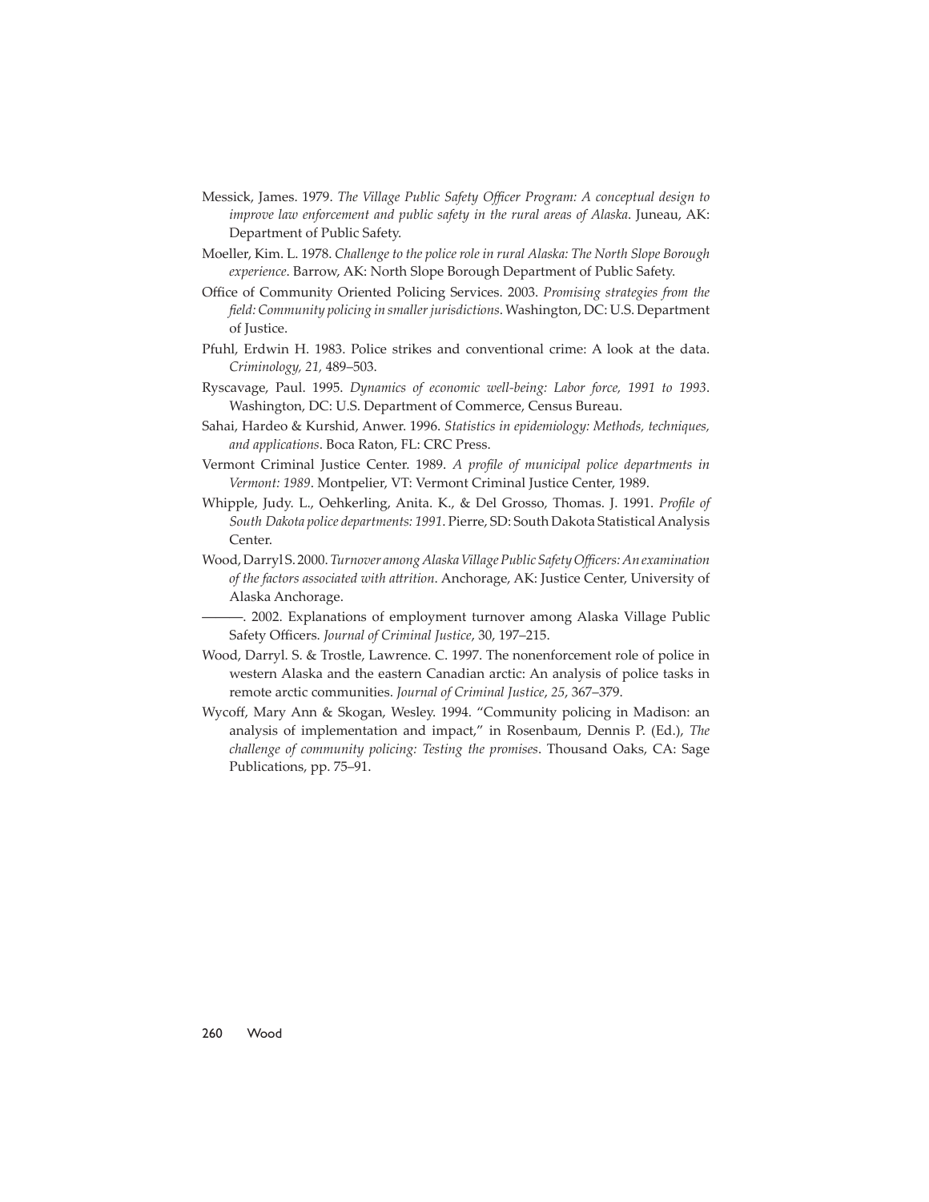Messick, James. 1979. *The Village Public Safety Officer Program: A conceptual design to improve law enforcement and public safety in the rural areas of Alaska*. Juneau, AK: Department of Public Safety.

Moeller, Kim. L. 1978. *Challenge to the police role in rural Alaska: The North Slope Borough experience*. Barrow, AK: North Slope Borough Department of Public Safety.

Office of Community Oriented Policing Services. 2003. *Promising strategies from the field: Community policing in smaller jurisdictions*. Washington, DC: U.S. Department of Justice.

Pfuhl, Erdwin H. 1983. Police strikes and conventional crime: A look at the data. *Criminology, 21,* 489–503.

Ryscavage, Paul. 1995. *Dynamics of economic well-being: Labor force, 1991 to 1993*. Washington, DC: U.S. Department of Commerce, Census Bureau.

Sahai, Hardeo & Kurshid, Anwer. 1996. *Statistics in epidemiology: Methods, techniques, and applications*. Boca Raton, FL: CRC Press.

Vermont Criminal Justice Center. 1989. *A profile of municipal police departments in Vermont: 1989*. Montpelier, VT: Vermont Criminal Justice Center, 1989.

Whipple, Judy. L., Oehkerling, Anita. K., & Del Grosso, Thomas. J. 1991. *Profile of South Dakota police departments: 1991*. Pierre, SD: South Dakota Statistical Analysis Center.

Wood, Darryl S. 2000. *Turnover among Alaska Village Public Safety Officers: An examination of the factors associated with attrition*. Anchorage, AK: Justice Center, University of Alaska Anchorage.

———. 2002. Explanations of employment turnover among Alaska Village Public Safety Officers. *Journal of Criminal Justice*, 30, 197–215.

Wood, Darryl. S. & Trostle, Lawrence. C. 1997. The nonenforcement role of police in western Alaska and the eastern Canadian arctic: An analysis of police tasks in remote arctic communities. *Journal of Criminal Justice*, *25*, 367–379.

Wycoff, Mary Ann & Skogan, Wesley. 1994. "Community policing in Madison: an analysis of implementation and impact," in Rosenbaum, Dennis P. (Ed.), *The challenge of community policing: Testing the promises*. Thousand Oaks, CA: Sage Publications, pp. 75–91.